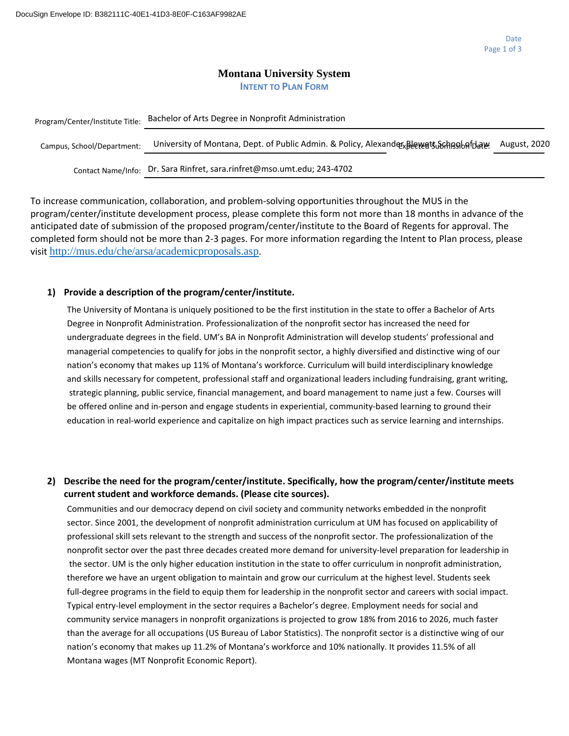DocuSign Envelope ID: B382111C-40E1-41D3-8E0F-C163AF9982AE

Date

# Montana University System

## INTENT TO PLAN FORM

Program/Center/Institute Title: Bachelor of Arts Degree in Nonprofit Administration

Campus, School/Department: University of Montana, Dept. of Public Admin. & Policy, Alexander Blewett School of Law

Expected Submission Date: August, 2020

Contact Name/Info: Dr. Sara Rinfret, sara.rinfret@mso.umt.edu; 243-4702

To increase communication, collaboration, and problem-solving opportunities throughout the MUS in the program/center/institute development process, please complete this form not more than 18 months in advance of the anticipated date of submission of the proposed program/center/institute to the Board of Regents for approval. The completed form should not be more than 2-3 pages. For more information regarding the Intent to Plan process, please visit http://mus.edu/che/arsa/academicproposals.asp.

**1) Provide a description of the program/center/institute.**

The University of Montana is uniquely positioned to be the first institution in the state to offer a Bachelor of Arts Degree in Nonprofit Administration. Professionalization of the nonprofit sector has increased the need for undergraduate degrees in the field. UM's BA in Nonprofit Administration will develop students' professional and managerial competencies to qualify for jobs in the nonprofit sector, a highly diversified and distinctive wing of our nation's economy that makes up 11% of Montana's workforce. Curriculum will build interdisciplinary knowledge and skills necessary for competent, professional staff and organizational leaders including fundraising, grant writing, strategic planning, public service, financial management, and board management to name just a few. Courses will be offered online and in-person and engage students in experiential, community-based learning to ground their education in real-world experience and capitalize on high impact practices such as service learning and internships.

**2) Describe the need for the program/center/institute. Specifically, how the program/center/institute meets current student and workforce demands. (Please cite sources).**

Communities and our democracy depend on civil society and community networks embedded in the nonprofit sector. Since 2001, the development of nonprofit administration curriculum at UM has focused on applicability of professional skill sets relevant to the strength and success of the nonprofit sector. The professionalization of the nonprofit sector over the past three decades created more demand for university-level preparation for leadership in the sector. UM is the only higher education institution in the state to offer curriculum in nonprofit administration, therefore we have an urgent obligation to maintain and grow our curriculum at the highest level. Students seek full-degree programs in the field to equip them for leadership in the nonprofit sector and careers with social impact. Typical entry-level employment in the sector requires a Bachelor's degree. Employment needs for social and community service managers in nonprofit organizations is projected to grow 18% from 2016 to 2026, much faster than the average for all occupations (US Bureau of Labor Statistics). The nonprofit sector is a distinctive wing of our nation's economy that makes up 11.2% of Montana's workforce and 10% nationally. It provides 11.5% of all Montana wages (MT Nonprofit Economic Report).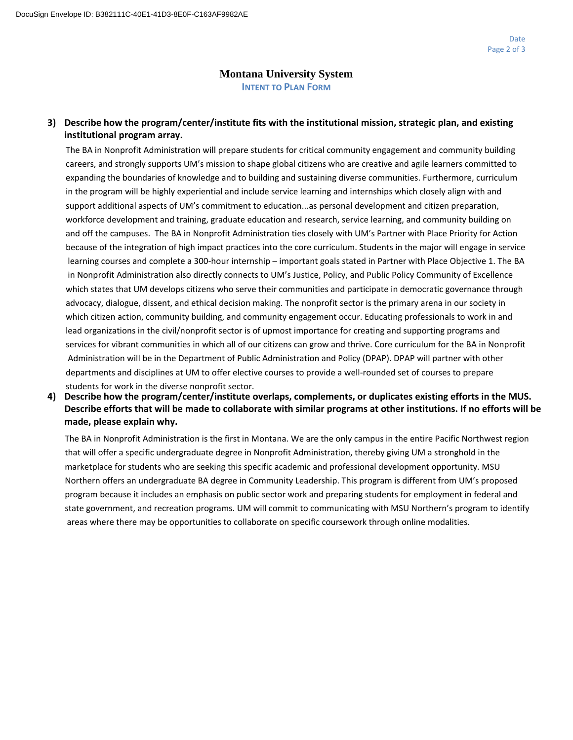# Montana University System

## INTENT TO PLAN FORM

**3) Describe how the program/center/institute fits with the institutional mission, strategic plan, and existing institutional program array.**

The BA in Nonprofit Administration will prepare students for critical community engagement and community building careers, and strongly supports UM's mission to shape global citizens who are creative and agile learners committed to expanding the boundaries of knowledge and to building and sustaining diverse communities. Furthermore, curriculum in the program will be highly experiential and include service learning and internships which closely align with and support additional aspects of UM's commitment to education...as personal development and citizen preparation, workforce development and training, graduate education and research, service learning, and community building on and off the campuses. The BA in Nonprofit Administration ties closely with UM's Partner with Place Priority for Action because of the integration of high impact practices into the core curriculum. Students in the major will engage in service learning courses and complete a 300-hour internship – important goals stated in Partner with Place Objective 1. The BA in Nonprofit Administration also directly connects to UM's Justice, Policy, and Public Policy Community of Excellence which states that UM develops citizens who serve their communities and participate in democratic governance through advocacy, dialogue, dissent, and ethical decision making. The nonprofit sector is the primary arena in our society in which citizen action, community building, and community engagement occur. Educating professionals to work in and lead organizations in the civil/nonprofit sector is of upmost importance for creating and supporting programs and services for vibrant communities in which all of our citizens can grow and thrive. Core curriculum for the BA in Nonprofit Administration will be in the Department of Public Administration and Policy (DPAP). DPAP will partner with other departments and disciplines at UM to offer elective courses to provide a well-rounded set of courses to prepare students for work in the diverse nonprofit sector.

**4) Describe how the program/center/institute overlaps, complements, or duplicates existing efforts in the MUS. Describe efforts that will be made to collaborate with similar programs at other institutions. If no efforts will be made, please explain why.**

The BA in Nonprofit Administration is the first in Montana. We are the only campus in the entire Pacific Northwest region that will offer a specific undergraduate degree in Nonprofit Administration, thereby giving UM a stronghold in the marketplace for students who are seeking this specific academic and professional development opportunity. MSU Northern offers an undergraduate BA degree in Community Leadership. This program is different from UM's proposed program because it includes an emphasis on public sector work and preparing students for employment in federal and state government, and recreation programs. UM will commit to communicating with MSU Northern's program to identify areas where there may be opportunities to collaborate on specific coursework through online modalities.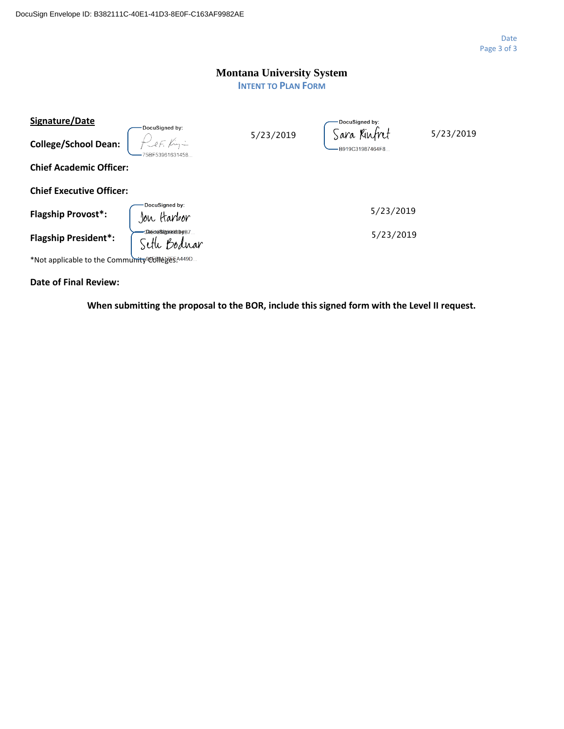DocuSign Envelope ID: B382111C-40E1-41D3-8E0F-C163AF9982AE

Date

# Montana University System

## INTENT TO PLAN FORM

**Signature/Date**

**College/School Dean:** DocuSigned by: 75BF53961631458... 5/23/2019 DocuSigned by: Sara Rinfret B919C31987464F8... 5/23/2019

**Chief Academic Officer:**

**Chief Executive Officer:**

**Flagship Provost*:** DocuSigned by: Jon Harbor 5/23/2019

**Flagship President*:** DocuSigned by: Seth Bodnar 5/23/2019

*Not applicable to the Community Colleges.

**Date of Final Review:**

**When submitting the proposal to the BOR, include this signed form with the Level II request.**